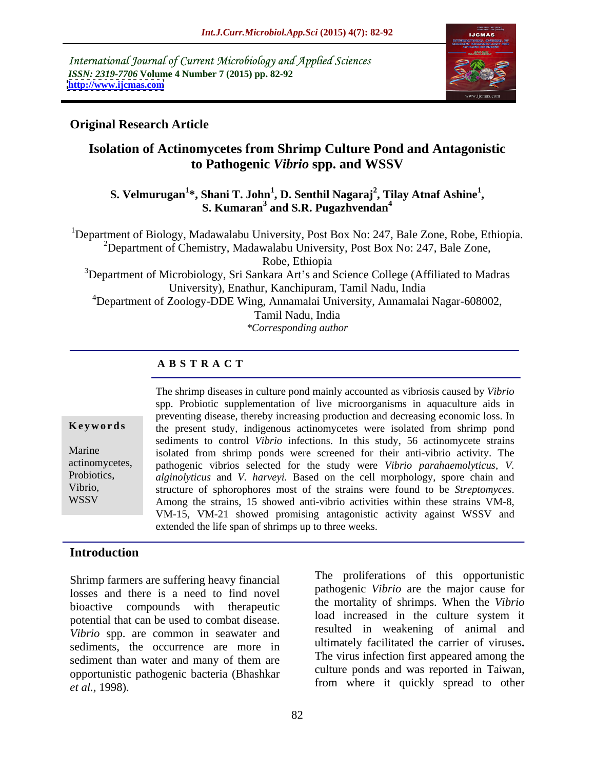International Journal of Current Microbiology and Applied Sciences
*ISSN: 2319-7706* **Volume 4 Number 7 (2015) pp. 82-92**
**http://www.ijcmas.com**

**Original Research Article**

# Isolation of Actinomycetes from Shrimp Culture Pond and Antagonistic to Pathogenic *Vibrio* spp. and WSSV

**S. Velmurugan[1]*, Shani T. John[1], D. Senthil Nagaraj[2], Tilay Atnaf Ashine[1], S. Kumaran[3] and S.R. Pugazhvendan[4]**

[1]Department of Biology, Madawalabu University, Post Box No: 247, Bale Zone, Robe, Ethiopia.
[2]Department of Chemistry, Madawalabu University, Post Box No: 247, Bale Zone, Robe, Ethiopia
[3]Department of Microbiology, Sri Sankara Art's and Science College (Affiliated to Madras University), Enathur, Kanchipuram, Tamil Nadu, India
[4]Department of Zoology-DDE Wing, Annamalai University, Annamalai Nagar-608002, Tamil Nadu, India
*\*Corresponding author*

## A B S T R A C T

**Keywords**

Marine actinomycetes, Probiotics, Vibrio, WSSV

The shrimp diseases in culture pond mainly accounted as vibriosis caused by *Vibrio* spp. Probiotic supplementation of live microorganisms in aquaculture aids in preventing disease, thereby increasing production and decreasing economic loss. In the present study, indigenous actinomycetes were isolated from shrimp pond sediments to control *Vibrio* infections. In this study, 56 actinomycete strains isolated from shrimp ponds were screened for their anti-vibrio activity. The pathogenic vibrios selected for the study were *Vibrio parahaemolyticus*, *V. alginolyticus* and *V. harveyi.* Based on the cell morphology, spore chain and structure of sphorophores most of the strains were found to be *Streptomyces*. Among the strains, 15 showed anti-vibrio activities within these strains VM-8, VM-15, VM-21 showed promising antagonistic activity against WSSV and extended the life span of shrimps up to three weeks.

## Introduction

Shrimp farmers are suffering heavy financial losses and there is a need to find novel bioactive compounds with therapeutic potential that can be used to combat disease. *Vibrio* spp. are common in seawater and sediments, the occurrence are more in sediment than water and many of them are opportunistic pathogenic bacteria (Bhashkar *et al.*, 1998).

The proliferations of this opportunistic pathogenic *Vibrio* are the major cause for the mortality of shrimps. When the *Vibrio* load increased in the culture system it resulted in weakening of animal and ultimately facilitated the carrier of viruses**.** The virus infection first appeared among the culture ponds and was reported in Taiwan, from where it quickly spread to other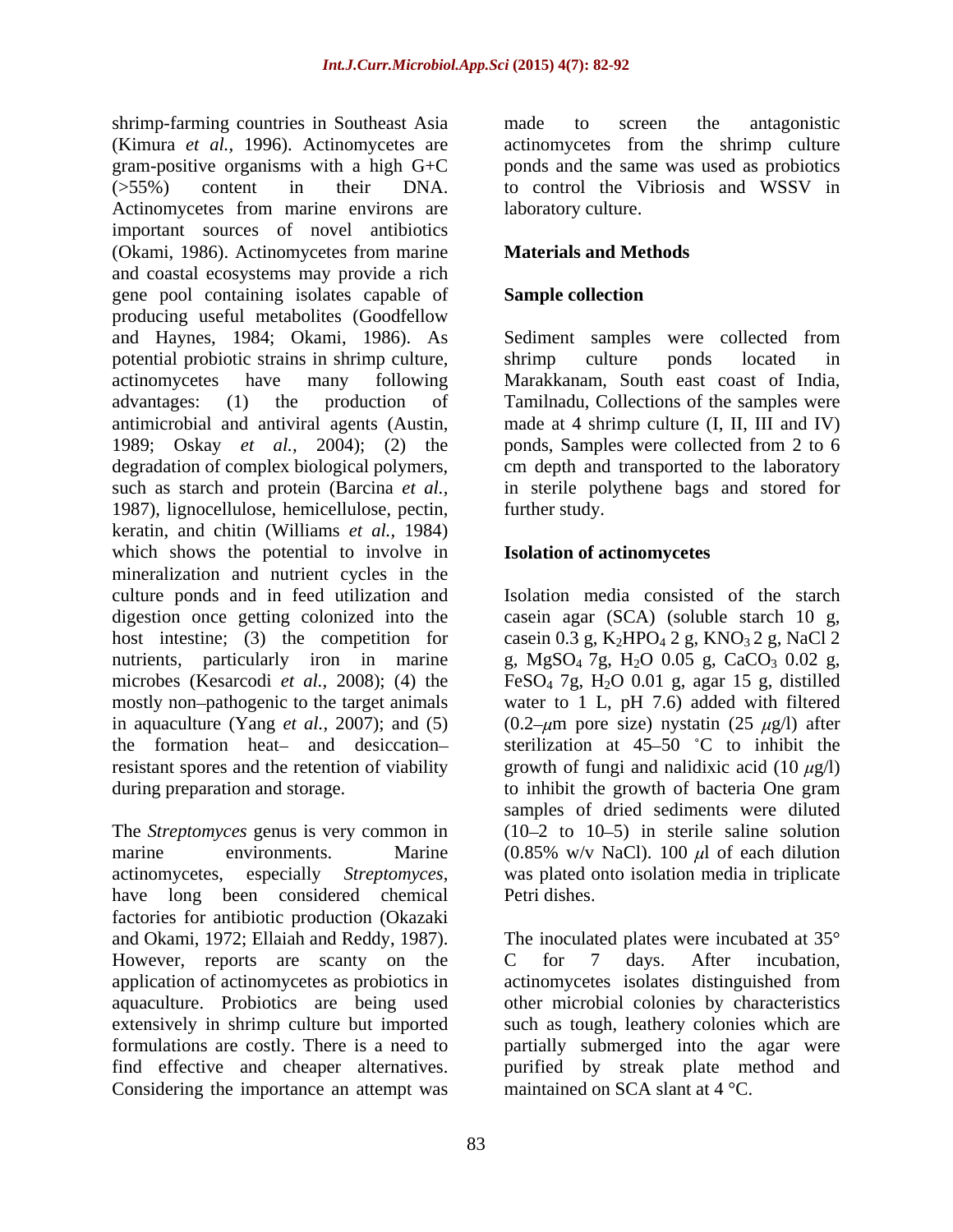shrimp-farming countries in Southeast Asia (Kimura *et al.,* 1996). Actinomycetes are gram-positive organisms with a high G+C (>55%) content in their DNA. Actinomycetes from marine environs are important sources of novel antibiotics (Okami, 1986). Actinomycetes from marine and coastal ecosystems may provide a rich gene pool containing isolates capable of producing useful metabolites (Goodfellow and Haynes, 1984; Okami, 1986). As potential probiotic strains in shrimp culture, actinomycetes have many following advantages: (1) the production of antimicrobial and antiviral agents (Austin, 1989; Oskay *et al.,* 2004); (2) the degradation of complex biological polymers, such as starch and protein (Barcina *et al.,* 1987), lignocellulose, hemicellulose, pectin, keratin, and chitin (Williams *et al.,* 1984) which shows the potential to involve in mineralization and nutrient cycles in the culture ponds and in feed utilization and digestion once getting colonized into the host intestine; (3) the competition for nutrients, particularly iron in marine microbes (Kesarcodi *et al.,* 2008); (4) the mostly non–pathogenic to the target animals in aquaculture (Yang *et al.,* 2007); and (5) the formation heat– and desiccation–resistant spores and the retention of viability during preparation and storage.

The *Streptomyces* genus is very common in marine environments. Marine actinomycetes, especially *Streptomyces*, have long been considered chemical factories for antibiotic production (Okazaki and Okami, 1972; Ellaiah and Reddy, 1987). However, reports are scanty on the application of actinomycetes as probiotics in aquaculture. Probiotics are being used extensively in shrimp culture but imported formulations are costly. There is a need to find effective and cheaper alternatives. Considering the importance an attempt was made to screen the antagonistic actinomycetes from the shrimp culture ponds and the same was used as probiotics to control the Vibriosis and WSSV in laboratory culture.

## Materials and Methods

### Sample collection

Sediment samples were collected from shrimp culture ponds located in Marakkanam, South east coast of India, Tamilnadu, Collections of the samples were made at 4 shrimp culture (I, II, III and IV) ponds, Samples were collected from 2 to 6 cm depth and transported to the laboratory in sterile polythene bags and stored for further study.

### Isolation of actinomycetes

Isolation media consisted of the starch casein agar (SCA) (soluble starch 10 g, casein 0.3 g, $K_2HPO_4$ 2 g, $KNO_3$ 2 g, NaCl 2 g, $MgSO_4$ 7g, $H_2O$ 0.05 g, $CaCO_3$ 0.02 g, $FeSO_4$ 7g, $H_2O$ 0.01 g, agar 15 g, distilled water to 1 L, pH 7.6) added with filtered (0.2–$\mu$m pore size) nystatin (25 $\mu$g/l) after sterilization at 45–50 ˚C to inhibit the growth of fungi and nalidixic acid (10 $\mu$g/l) to inhibit the growth of bacteria One gram samples of dried sediments were diluted (10–2 to 10–5) in sterile saline solution (0.85% w/v NaCl). 100 $\mu$l of each dilution was plated onto isolation media in triplicate Petri dishes.

The inoculated plates were incubated at 35° C for 7 days. After incubation, actinomycetes isolates distinguished from other microbial colonies by characteristics such as tough, leathery colonies which are partially submerged into the agar were purified by streak plate method and maintained on SCA slant at 4 °C.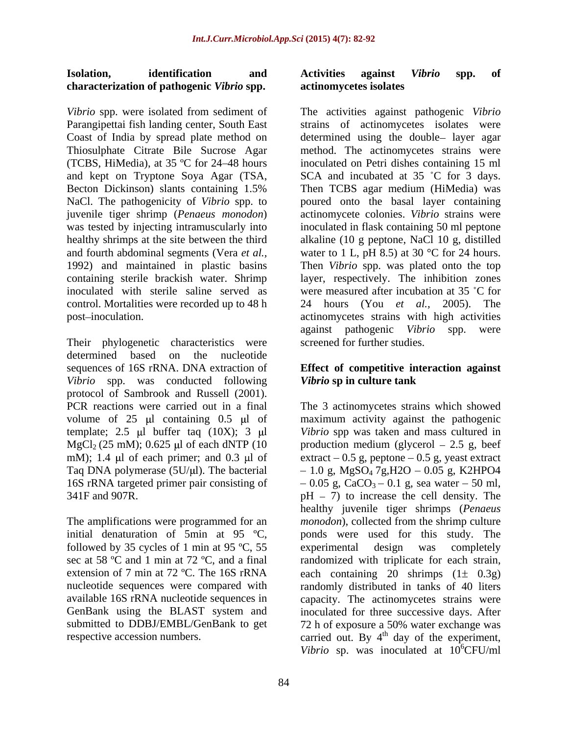### Isolation, identification and characterization of pathogenic *Vibrio* spp.

*Vibrio* spp. were isolated from sediment of Parangipettai fish landing center, South East Coast of India by spread plate method on Thiosulphate Citrate Bile Sucrose Agar (TCBS, HiMedia), at 35 ºC for 24–48 hours and kept on Tryptone Soya Agar (TSA, Becton Dickinson) slants containing 1.5% NaCl. The pathogenicity of *Vibrio* spp. to juvenile tiger shrimp (*Penaeus monodon*) was tested by injecting intramuscularly into healthy shrimps at the site between the third and fourth abdominal segments (Vera *et al.,* 1992) and maintained in plastic basins containing sterile brackish water. Shrimp inoculated with sterile saline served as control. Mortalities were recorded up to 48 h post–inoculation.

Their phylogenetic characteristics were determined based on the nucleotide sequences of 16S rRNA. DNA extraction of *Vibrio* spp. was conducted following protocol of Sambrook and Russell (2001). PCR reactions were carried out in a final volume of 25 μl containing 0.5 μl of template; 2.5 μl buffer taq (10X); 3 μl $MgCl_2$ (25 mM); 0.625 μl of each dNTP (10 mM); 1.4 μl of each primer; and 0.3 μl of Taq DNA polymerase (5U/μl). The bacterial 16S rRNA targeted primer pair consisting of 341F and 907R.

The amplifications were programmed for an initial denaturation of 5min at 95 ºC, followed by 35 cycles of 1 min at 95 ºC, 55 sec at 58 ºC and 1 min at 72 ºC, and a final extension of 7 min at 72 ºC. The 16S rRNA nucleotide sequences were compared with available 16S rRNA nucleotide sequences in GenBank using the BLAST system and submitted to DDBJ/EMBL/GenBank to get respective accession numbers.

### Activities against *Vibrio* spp. of actinomycetes isolates

The activities against pathogenic *Vibrio* strains of actinomycetes isolates were determined using the double– layer agar method. The actinomycetes strains were inoculated on Petri dishes containing 15 ml SCA and incubated at 35 ˚C for 3 days. Then TCBS agar medium (HiMedia) was poured onto the basal layer containing actinomycete colonies. *Vibrio* strains were inoculated in flask containing 50 ml peptone alkaline (10 g peptone, NaCl 10 g, distilled water to 1 L, pH 8.5) at 30 °C for 24 hours. Then *Vibrio* spp. was plated onto the top layer, respectively. The inhibition zones were measured after incubation at 35 ˚C for 24 hours (You *et al.,* 2005). The actinomycetes strains with high activities against pathogenic *Vibrio* spp. were screened for further studies.

### Effect of competitive interaction against *Vibrio* sp in culture tank

The 3 actinomycetes strains which showed maximum activity against the pathogenic *Vibrio* spp was taken and mass cultured in production medium (glycerol – 2.5 g, beef extract – 0.5 g, peptone – 0.5 g, yeast extract – 1.0 g, $MgSO_4$ 7g,H2O – 0.05 g, K2HPO4 – 0.05 g, $CaCO_3$ – 0.1 g, sea water – 50 ml, pH – 7) to increase the cell density. The healthy juvenile tiger shrimps (*Penaeus monodon*), collected from the shrimp culture ponds were used for this study. The experimental design was completely randomized with triplicate for each strain, each containing 20 shrimps (1± 0.3g) randomly distributed in tanks of 40 liters capacity. The actinomycetes strains were inoculated for three successive days. After 72 h of exposure a 50% water exchange was carried out. By $4^{th}$ day of the experiment, *Vibrio* sp. was inoculated at $10^6$CFU/ml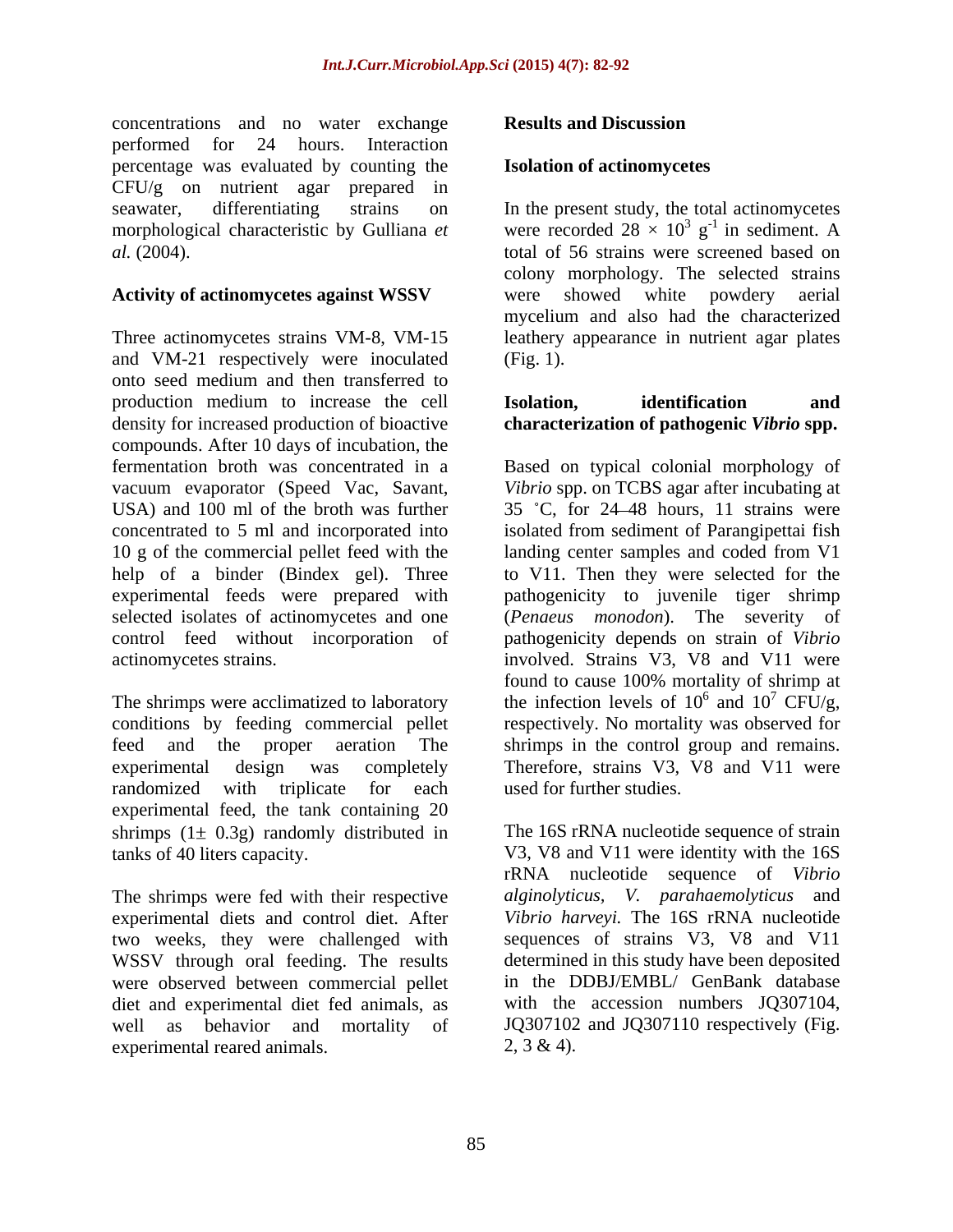concentrations and no water exchange performed for 24 hours. Interaction percentage was evaluated by counting the CFU/g on nutrient agar prepared in seawater, differentiating strains on morphological characteristic by Gulliana *et al.* (2004).

**Activity of actinomycetes against WSSV**

Three actinomycetes strains VM-8, VM-15 and VM-21 respectively were inoculated onto seed medium and then transferred to production medium to increase the cell density for increased production of bioactive compounds. After 10 days of incubation, the fermentation broth was concentrated in a vacuum evaporator (Speed Vac, Savant, USA) and 100 ml of the broth was further concentrated to 5 ml and incorporated into 10 g of the commercial pellet feed with the help of a binder (Bindex gel). Three experimental feeds were prepared with selected isolates of actinomycetes and one control feed without incorporation of actinomycetes strains.

The shrimps were acclimatized to laboratory conditions by feeding commercial pellet feed and the proper aeration The experimental design was completely randomized with triplicate for each experimental feed, the tank containing 20 shrimps (1± 0.3g) randomly distributed in tanks of 40 liters capacity.

The shrimps were fed with their respective experimental diets and control diet. After two weeks, they were challenged with WSSV through oral feeding. The results were observed between commercial pellet diet and experimental diet fed animals, as well as behavior and mortality of experimental reared animals.

## Results and Discussion

**Isolation of actinomycetes**

In the present study, the total actinomycetes were recorded $28 \times 10^3$ $g^{-1}$ in sediment. A total of 56 strains were screened based on colony morphology. The selected strains were showed white powdery aerial mycelium and also had the characterized leathery appearance in nutrient agar plates (Fig. 1).

**Isolation, identification and characterization of pathogenic *Vibrio* spp.**

Based on typical colonial morphology of *Vibrio* spp. on TCBS agar after incubating at 35 ˚C, for 24–48 hours, 11 strains were isolated from sediment of Parangipettai fish landing center samples and coded from V1 to V11. Then they were selected for the pathogenicity to juvenile tiger shrimp (*Penaeus monodon*). The severity of pathogenicity depends on strain of *Vibrio* involved. Strains V3, V8 and V11 were found to cause 100% mortality of shrimp at the infection levels of $10^6$ and $10^7$ CFU/g, respectively. No mortality was observed for shrimps in the control group and remains. Therefore, strains V3, V8 and V11 were used for further studies.

The 16S rRNA nucleotide sequence of strain V3, V8 and V11 were identity with the 16S rRNA nucleotide sequence of *Vibrio alginolyticus*, *V. parahaemolyticus* and *Vibrio harveyi.* The 16S rRNA nucleotide sequences of strains V3, V8 and V11 determined in this study have been deposited in the DDBJ/EMBL/ GenBank database with the accession numbers JQ307104, JQ307102 and JQ307110 respectively (Fig. 2, 3 & 4).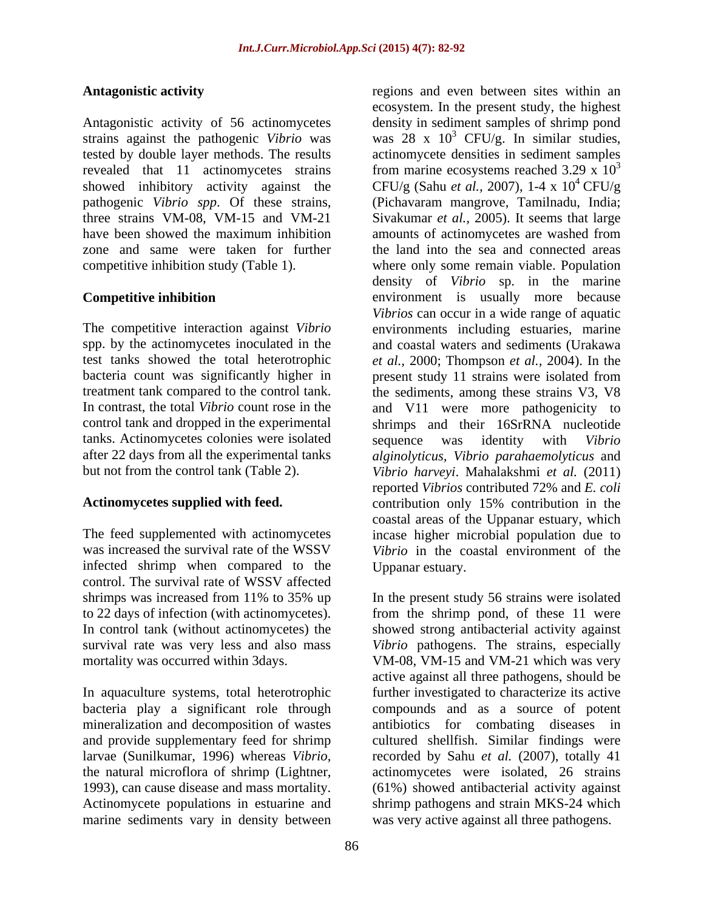**Antagonistic activity**

Antagonistic activity of 56 actinomycetes strains against the pathogenic *Vibrio* was tested by double layer methods. The results revealed that 11 actinomycetes strains showed inhibitory activity against the pathogenic *Vibrio spp*. Of these strains, three strains VM-08, VM-15 and VM-21 have been showed the maximum inhibition zone and same were taken for further competitive inhibition study (Table 1).

**Competitive inhibition**

The competitive interaction against *Vibrio* spp. by the actinomycetes inoculated in the test tanks showed the total heterotrophic bacteria count was significantly higher in treatment tank compared to the control tank. In contrast, the total *Vibrio* count rose in the control tank and dropped in the experimental tanks. Actinomycetes colonies were isolated after 22 days from all the experimental tanks but not from the control tank (Table 2).

**Actinomycetes supplied with feed.**

The feed supplemented with actinomycetes was increased the survival rate of the WSSV infected shrimp when compared to the control. The survival rate of WSSV affected shrimps was increased from 11% to 35% up to 22 days of infection (with actinomycetes). In control tank (without actinomycetes) the survival rate was very less and also mass mortality was occurred within 3days.

In aquaculture systems, total heterotrophic bacteria play a significant role through mineralization and decomposition of wastes and provide supplementary feed for shrimp larvae (Sunilkumar, 1996) whereas *Vibrio*, the natural microflora of shrimp (Lightner, 1993), can cause disease and mass mortality. Actinomycete populations in estuarine and marine sediments vary in density between regions and even between sites within an ecosystem. In the present study, the highest density in sediment samples of shrimp pond was 28 x $10^3$ CFU/g. In similar studies, actinomycete densities in sediment samples from marine ecosystems reached 3.29 x $10^3$ CFU/g (Sahu *et al.*, 2007), 1-4 x $10^4$ CFU/g (Pichavaram mangrove, Tamilnadu, India; Sivakumar *et al.*, 2005). It seems that large amounts of actinomycetes are washed from the land into the sea and connected areas where only some remain viable. Population density of *Vibrio* sp. in the marine environment is usually more because *Vibrios* can occur in a wide range of aquatic environments including estuaries, marine and coastal waters and sediments (Urakawa *et al.*, 2000; Thompson *et al.*, 2004). In the present study 11 strains were isolated from the sediments, among these strains V3, V8 and V11 were more pathogenicity to shrimps and their 16SrRNA nucleotide sequence was identity with *Vibrio alginolyticus*, *Vibrio parahaemolyticus* and *Vibrio harveyi*. Mahalakshmi *et al.* (2011) reported *Vibrios* contributed 72% and *E. coli* contribution only 15% contribution in the coastal areas of the Uppanar estuary, which incase higher microbial population due to *Vibrio* in the coastal environment of the Uppanar estuary.

In the present study 56 strains were isolated from the shrimp pond, of these 11 were showed strong antibacterial activity against *Vibrio* pathogens. The strains, especially VM-08, VM-15 and VM-21 which was very active against all three pathogens, should be further investigated to characterize its active compounds and as a source of potent antibiotics for combating diseases in cultured shellfish. Similar findings were recorded by Sahu *et al.* (2007), totally 41 actinomycetes were isolated, 26 strains (61%) showed antibacterial activity against shrimp pathogens and strain MKS-24 which was very active against all three pathogens.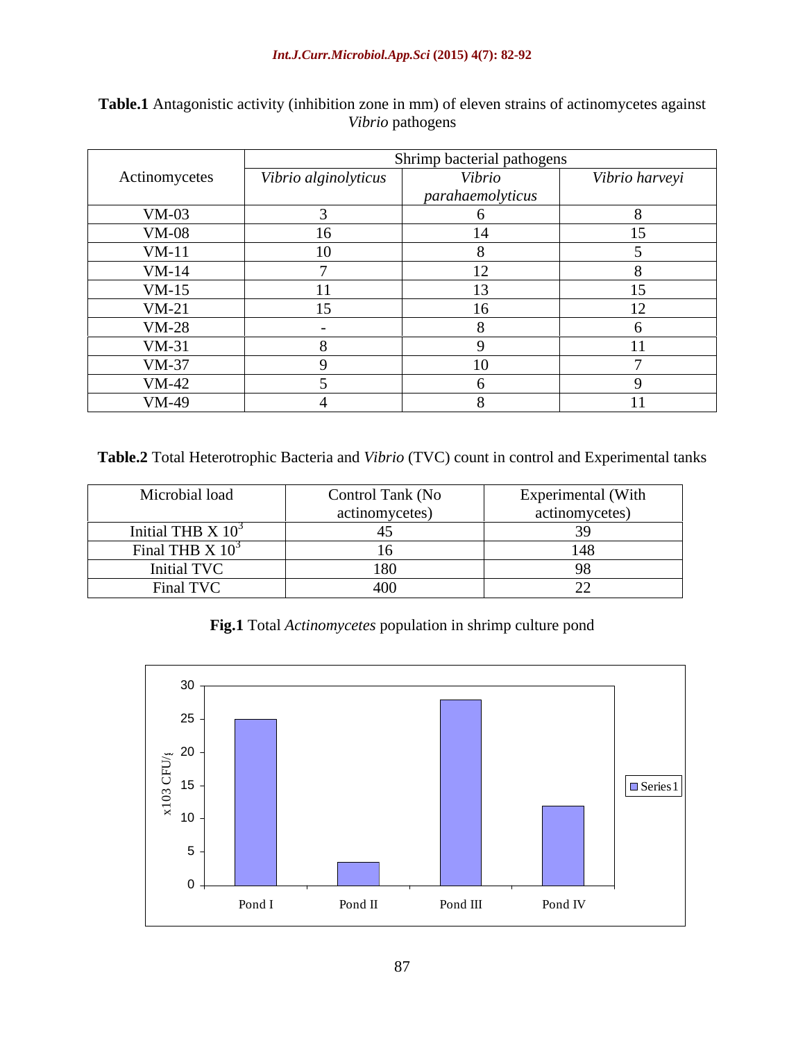**Table.1** Antagonistic activity (inhibition zone in mm) of eleven strains of actinomycetes against *Vibrio* pathogens

| Actinomycetes | Shrimp bacterial pathogens | | |
|---|---|---|---|
| | *Vibrio alginolyticus* | *Vibrio parahaemolyticus* | *Vibrio harveyi* |
| VM-03 | 3 | 6 | 8 |
| VM-08 | 16 | 14 | 15 |
| VM-11 | 10 | 8 | 5 |
| VM-14 | 7 | 12 | 8 |
| VM-15 | 11 | 13 | 15 |
| VM-21 | 15 | 16 | 12 |
| VM-28 | - | 8 | 6 |
| VM-31 | 8 | 9 | 11 |
| VM-37 | 9 | 10 | 7 |
| VM-42 | 5 | 6 | 9 |
| VM-49 | 4 | 8 | 11 |

**Table.2** Total Heterotrophic Bacteria and *Vibrio* (TVC) count in control and Experimental tanks

| Microbial load | Control Tank (No actinomycetes) | Experimental (With actinomycetes) |
|---|---|---|
| Initial THB X $10^3$ | 45 | 39 |
| Final THB X $10^3$ | 16 | 148 |
| Initial TVC | 180 | 98 |
| Final TVC | 400 | 22 |

**Fig.1** Total *Actinomycetes* population in shrimp culture pond

| | x103 CFU/g (Series1) |
|---|---|
| Pond I | 25 |
| Pond II | 3.5 |
| Pond III | 28 |
| Pond IV | 12 |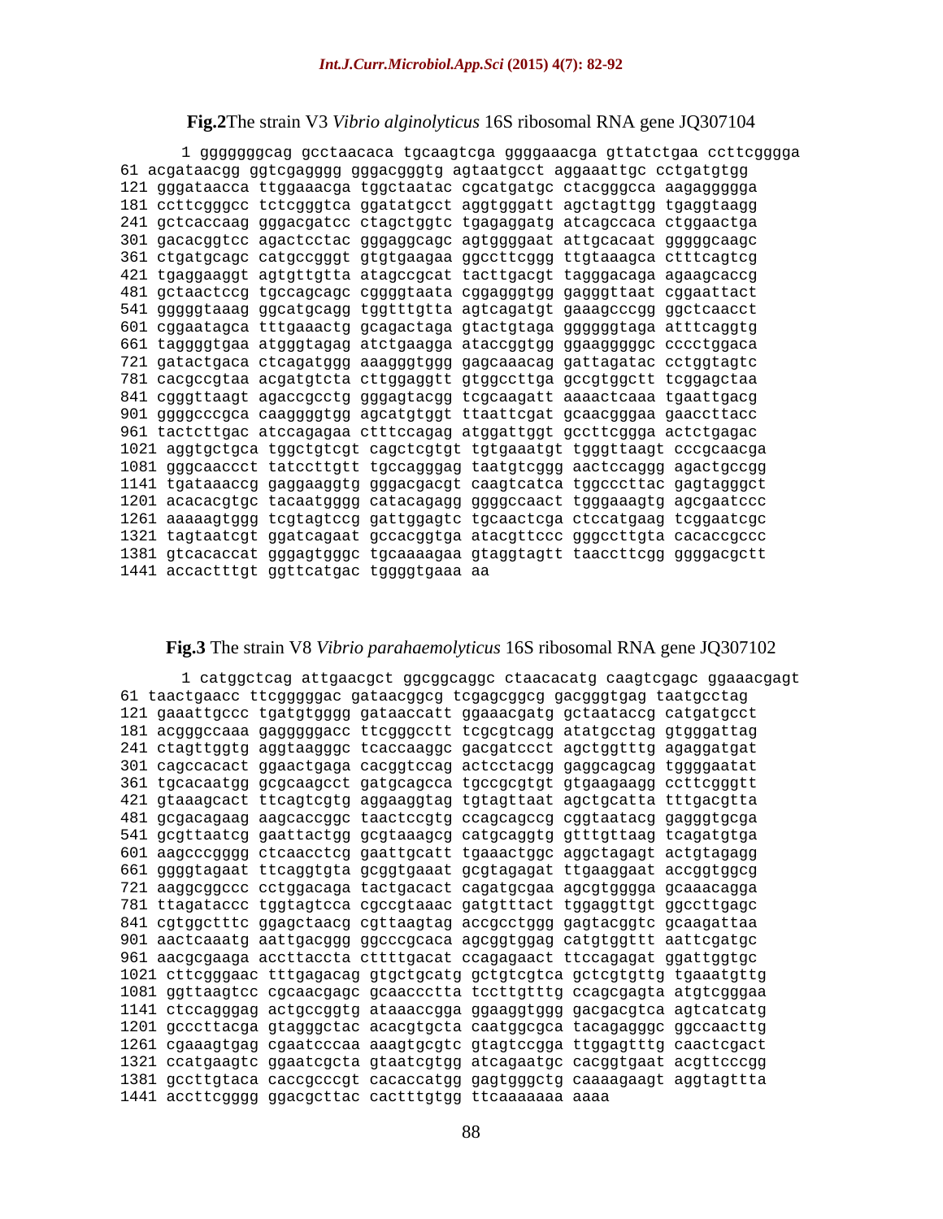**Fig.2**The strain V3 *Vibrio alginolyticus* 16S ribosomal RNA gene JQ307104

```
   1 ggggggcag gcctaacaca tgcaagtcga ggggaaacga gttatctgaa ccttcgggga
  61 acgataacgg ggtcgagggg gggacgggtg agtaatgcct aggaaattgc cctgatgtgg
 121 gggataacca ttggaaacga tggctaatac cgcatgatgc ctacgggcca aagaggggga
 181 ccttcgggcc tctcgggtca ggatatgcct aggtgggatt agctagttgg tgaggtaagg
 241 gctcaccaag ggacgatcc ctagctggtc tgagaggatg atcagccaca ctggaactga
 301 gacacggtcc agactcctac gggaggcagc agtggggaat attgcacaat gggggcaagc
 361 ctgatgcagc catgccgggt gtgtgaagaa ggccttcggg ttgtaaagca ctttcagtcg
 421 tgaggaaggt agtgttgtta atagccgcat tacttgacgt tagggacaga agaagcaccg
 481 gctaactccg tgccagcagc cggggtaata cggagggtgg gagggttaat cggaattact
 541 gggggtaaag ggcatgcagg tggtttgtta agtcagatgt gaaagcccgg ggctcaacct
 601 cggaatagca tttgaaactg gcagactaga gtactgtaga ggggggtaga atttcaggtg
 661 taggggtgaa atgggtagag atctgaagga ataccggtgg ggaagggggc cccctggaca
 721 gatactgaca ctcagatggg aaagggtggg gagcaaacag gattagatac cctggtagtc
 781 cacgccgtaa acgatgtcta cttggaggtt gtggccttga gccgtggctt tcggagctaa
 841 cgggttaagt agaccgcctg gggagtacgg tcgcaagatt aaaactcaaa tgaattgacg
 901 ggggcccgca caagggtgg agcatgtggt ttaattcgat gcaacgggaa gaaccttacc
 961 tactcttgac atccagagaa ctttccagag atggattggt gccttcggga actctgagac
1021 aggtgctgca tggctgtcgt cagctcgtgt tgtgaaatgt tgggttaagt cccgcaacga
1081 gggcaaccct tatccttgtt tgccagggag taatgtcggg aactccaggg agactgccgg
1141 tgataaaccg gaggaaggtg gggacgacgt caagtcatca tggcccttac gagtagggct
1201 acacacgtgc tacaatgggg catacagagg ggggccaact tgggaaagtg agcgaatccc
1261 aaaaagtggg tcgtagtccg gattggagtc tgcaactcga ctccatgaag tcggaatcgc
1321 tagtaatcgt ggatcagaat gccacggtga atacgttccc gggccttgta cacaccgccc
1381 gtcacaccat gggagtgggc tgcaaaagaa gtaggtagtt taaccttcgg ggggacgctt
1441 accactttgt ggttcatgac tggggtgaaa aa
```

**Fig.3** The strain V8 *Vibrio parahaemolyticus* 16S ribosomal RNA gene JQ307102

```
   1 catggctcag attgaacgct ggcggcaggc ctaacacatg caagtcgagc ggaaacgagt
  61 taactgaacc ttcgggggac gataacggcg tcgagcggcg gacgggtgag taatgcctag
 121 gaaattgccc tgatgtgggg gataaccatt ggaaacgatg gctaataccg catgatgcct
 181 acgggccaaa gagggggacc ttcgggcctt tcgcgtcagg atatgcctag gtgggattag
 241 ctagttggtg aggtaagggc tcaccaaggc gacgatccct agctggtttg agaggatgat
 301 cagccacact ggaactgaga cacggtccag actcctacgg gaggcagcag tggggaatat
 361 tgcacaatgg gcgcaagcct gatgcagcca tgccgcgtgt gtgaagaagg ccttcgggtt
 421 gtaaagcact ttcagtcgtg aggaaggtag tgtagttaat agctgcatta tttgacgtta
 481 gcgacagaag aagcaccggc taactccgtg ccagcagccg cggtaatacg gagggtgcga
 541 gcgttaatcg gaattactgg gcgtaaagcg catgcaggtg gtttgttaag tcagatgtga
 601 aagcccgggg ctcaacctcg gaattgcatt tgaaactggc aggctagagt actgtagagg
 661 ggggtagaat ttcaggtgta gcggtgaaat gcgtagagat ttgaaggaat accggtggcg
 721 aaggcggccc cctggacaga tactgacact cagatgcgaa agcgtgggga gcaaacagga
 781 ttagataccc tggtagtcca cgccgtaaac gatgtttact tggaggttgt ggccttgagc
 841 cgtggctttc ggagctaacg cgttaagtag accgcctggg gagtacggtc gcaagattaa
 901 aactcaaatg aattgacggg ggcccgcaca agcggtggag catgtggttt aattcgatgc
 961 aacgcgaaga accttaccta cttttgacat ccagagaact ttccagagat ggattggtgc
1021 cttcgggaac tttgagacag gtgctgcatg gctgtcgtca gctcgtgttg tgaaatgttg
1081 ggttaagtcc cgcaacgagc gcaaccctta tccttgtttg ccagcgagta atgtcgggaa
1141 ctccagggag actgccggtg ataaaccgga ggaaggtggg gacgacgtca agtcatcatg
1201 gcccttacga gtagggctac acacgtgcta caatggcgca tacagagggc ggccaacttg
1261 cgaaagtgag cgaatcccaa aaagtgcgtc gtagtccgga ttggagtttg caactcgact
1321 ccatgaagtc ggaatcgcta gtaatcgtgg atcagaatgc cacggtgaat acgttcccgg
1381 gccttgtaca caccgcccgt cacaccatgg gagtgggctg caaaagaagt aggtagttta
1441 accttcgggg ggacgcttac cactttgtgg ttcaaaaaaa aaaa
```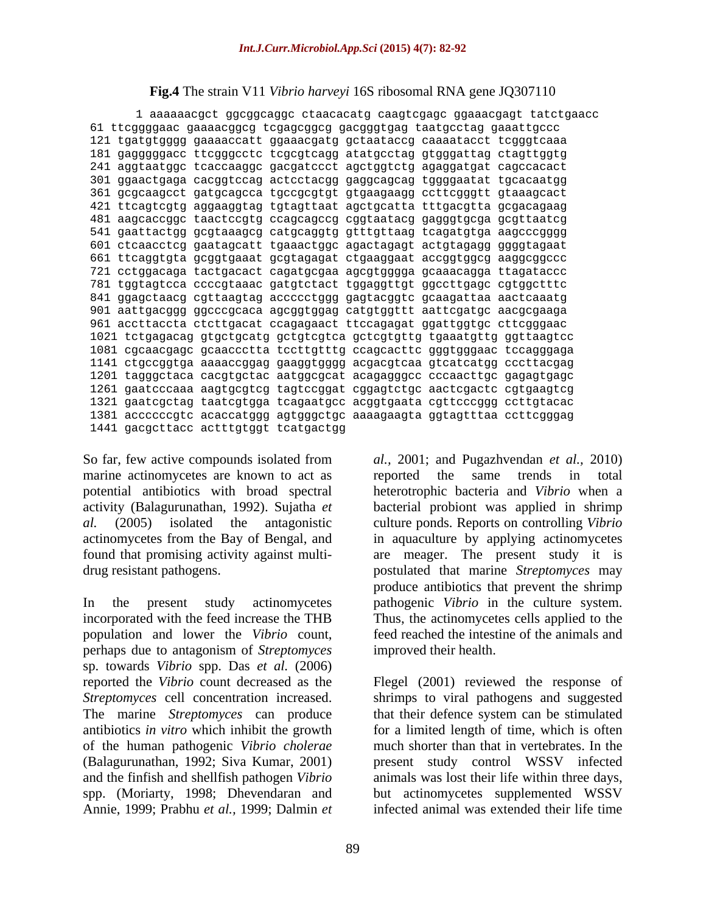**Fig.4** The strain V11 *Vibrio harveyi* 16S ribosomal RNA gene JQ307110

```
   1 aaaaaacgct ggcggcaggc ctaacacatg caagtcgagc ggaaacgagt tatctgaacc
  61 ttcggggaac gaaaacggcg tcgagcggcg gacgggtgag taatgcctag gaaattgccc
 121 tgatgtgggg gaaaaccatt ggaaacgatg gctaataccg caaaatacct tcgggtcaaa
 181 gagggggacc ttcgggcctc tcgcgtcagg atatgcctag gtgggattag ctagttggtg
 241 aggtaatggc tcaccaaggc gacgatccct agctggtctg agaggatgat cagccacact
 301 ggaactgaga cacggtccag actcctacgg gaggcagcag tggggaatat tgcacaatgg
 361 gcgcaagcct gatgcagcca tgccgcgtgt gtgaagaagg ccttcgggtt gtaaagcact
 421 ttcagtcgtg aggaaggtag tgtagttaat agctgcatta tttgacgtta gcgacagaag
 481 aagcaccggc taactccgtg ccagcagccg cggtaatacg gagggtgcga gcgttaatcg
 541 gaattactgg gcgtaaagcg catgcaggtg gtttgttaag tcagatgtga aagcccgggg
 601 ctcaacctcg gaatagcatt tgaaactggc agactagagt actgtagagg ggggtagaat
 661 ttcaggtgta gcggtgaaat gcgtagagat ctgaaggaat accggtggcg aaggcggccc
 721 cctggacaga tactgacact cagatgcgaa agcgtgggga gcaaacagga ttagataccc
 781 tggtagtcca ccccgtaaac gatgtctact tggaggttgt ggccttgagc cgtggctttc
 841 ggagctaacg cgttaagtag accccctggg gagtacggtc gcaagattaa aactcaaatg
 901 aattgacggg ggcccgcaca agcggtggag catgtggttt aattcgatgc aacgcgaaga
 961 accttaccta ctcttgacat ccagagaact ttccagagat ggattggtgc cttcgggaac
1021 tctgagacag gtgctgcatg gctgtcgtca gctcgtgttg tgaaatgttg ggttaagtcc
1081 cgcaacgagc gcaaccctta tccttgtttg ccagcacttc gggtgggaac tccagggaga
1141 ctgccggtga aaaaccggag gaaggtgggg acgacgtcaa gtcatcatgg cccttacgag
1201 tagggctaca cacgtgctac aatggcgcat acagagggcc cccaacttgc gagagtgagc
1261 gaatcccaaa aagtgcgtcg tagtccggat cggagtctgc aactcgactc cgtgaagtcg
1321 gaatcgctag taatcgtgga tcagaatgcc acggtgaata cgttcccggg ccttgtacac
1381 accccccgtc acaccatggg agtgggctgc aaaagaagta ggtagtttaa ccttcgggag
1441 gacgcttacc actttgtggt tcatgactgg
```

So far, few active compounds isolated from marine actinomycetes are known to act as potential antibiotics with broad spectral activity (Balagurunathan, 1992). Sujatha *et al.* (2005) isolated the antagonistic actinomycetes from the Bay of Bengal, and found that promising activity against multi-drug resistant pathogens.

In the present study actinomycetes incorporated with the feed increase the THB population and lower the *Vibrio* count, perhaps due to antagonism of *Streptomyces* sp. towards *Vibrio* spp. Das *et al.* (2006) reported the *Vibrio* count decreased as the *Streptomyces* cell concentration increased. The marine *Streptomyces* can produce antibiotics *in vitro* which inhibit the growth of the human pathogenic *Vibrio cholerae* (Balagurunathan, 1992; Siva Kumar, 2001) and the finfish and shellfish pathogen *Vibrio* spp. (Moriarty, 1998; Dhevendaran and Annie, 1999; Prabhu *et al.,* 1999; Dalmin *et al.,* 2001; and Pugazhvendan *et al.,* 2010) reported the same trends in total heterotrophic bacteria and *Vibrio* when a bacterial probiont was applied in shrimp culture ponds. Reports on controlling *Vibrio* in aquaculture by applying actinomycetes are meager. The present study it is postulated that marine *Streptomyces* may produce antibiotics that prevent the shrimp pathogenic *Vibrio* in the culture system. Thus, the actinomycetes cells applied to the feed reached the intestine of the animals and improved their health.

Flegel (2001) reviewed the response of shrimps to viral pathogens and suggested that their defence system can be stimulated for a limited length of time, which is often much shorter than that in vertebrates. In the present study control WSSV infected animals was lost their life within three days, but actinomycetes supplemented WSSV infected animal was extended their life time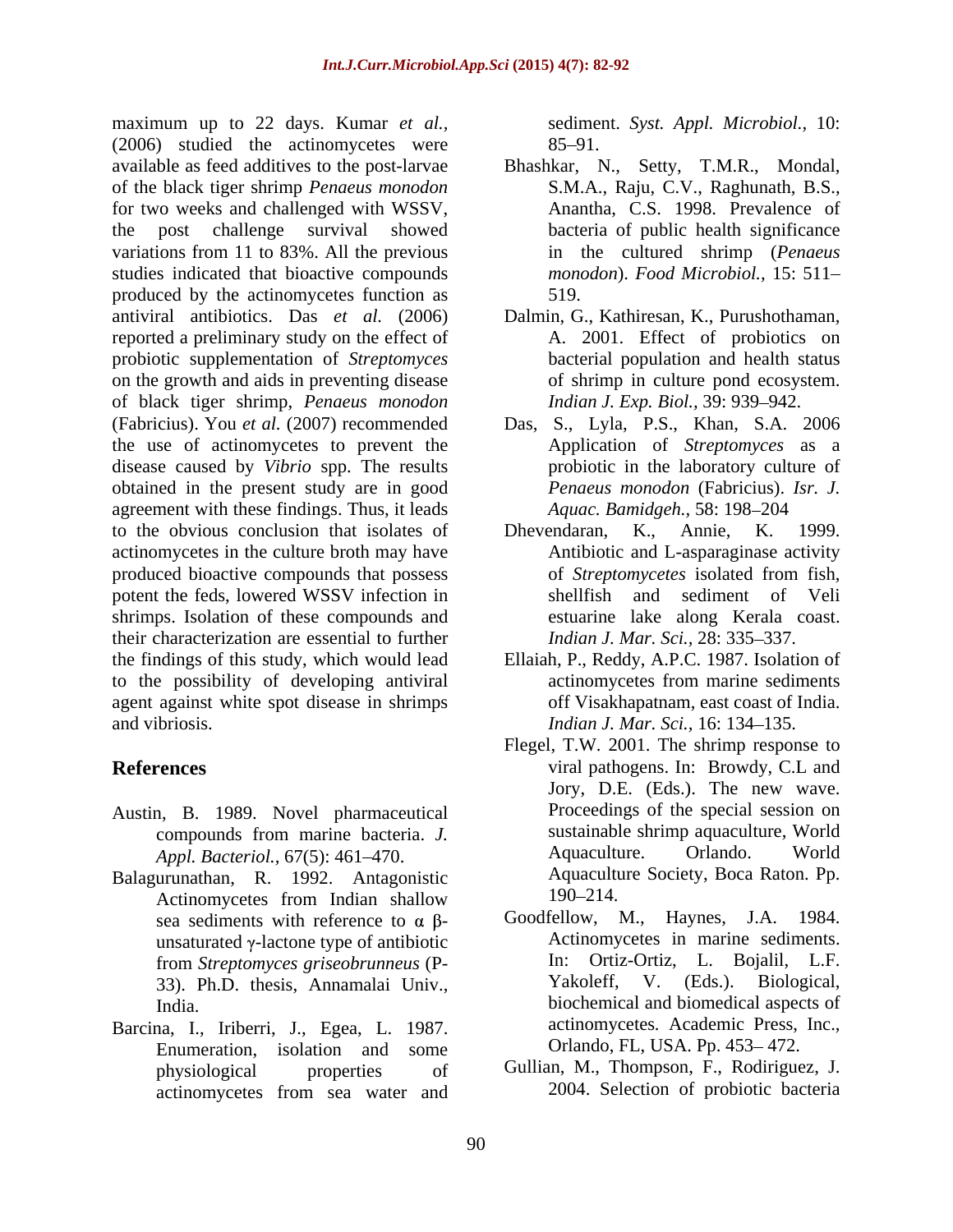maximum up to 22 days. Kumar *et al.,* (2006) studied the actinomycetes were available as feed additives to the post-larvae of the black tiger shrimp *Penaeus monodon* for two weeks and challenged with WSSV, the post challenge survival showed variations from 11 to 83%. All the previous studies indicated that bioactive compounds produced by the actinomycetes function as antiviral antibiotics. Das *et al.* (2006) reported a preliminary study on the effect of probiotic supplementation of *Streptomyces* on the growth and aids in preventing disease of black tiger shrimp, *Penaeus monodon* (Fabricius). You *et al.* (2007) recommended the use of actinomycetes to prevent the disease caused by *Vibrio* spp. The results obtained in the present study are in good agreement with these findings. Thus, it leads to the obvious conclusion that isolates of actinomycetes in the culture broth may have produced bioactive compounds that possess potent the feds, lowered WSSV infection in shrimps. Isolation of these compounds and their characterization are essential to further the findings of this study, which would lead to the possibility of developing antiviral agent against white spot disease in shrimps and vibriosis.

## References

Austin, B. 1989. Novel pharmaceutical compounds from marine bacteria. *J. Appl. Bacteriol.,* 67(5): 461–470.

Balagurunathan, R. 1992. Antagonistic Actinomycetes from Indian shallow sea sediments with reference to α β-unsaturated γ-lactone type of antibiotic from *Streptomyces griseobrunneus* (P-33). Ph.D. thesis, Annamalai Univ., India.

Barcina, I., Iriberri, J., Egea, L. 1987. Enumeration, isolation and some physiological properties of actinomycetes from sea water and sediment. *Syst. Appl. Microbiol.,* 10: 85–91.

Bhashkar, N., Setty, T.M.R., Mondal, S.M.A., Raju, C.V., Raghunath, B.S., Anantha, C.S. 1998. Prevalence of bacteria of public health significance in the cultured shrimp (*Penaeus monodon*). *Food Microbiol.,* 15: 511–519.

Dalmin, G., Kathiresan, K., Purushothaman, A. 2001. Effect of probiotics on bacterial population and health status of shrimp in culture pond ecosystem. *Indian J. Exp. Biol.,* 39: 939–942.

Das, S., Lyla, P.S., Khan, S.A. 2006 Application of *Streptomyces* as a probiotic in the laboratory culture of *Penaeus monodon* (Fabricius). *Isr. J. Aquac. Bamidgeh.,* 58: 198–204

Dhevendaran, K., Annie, K. 1999. Antibiotic and L-asparaginase activity of *Streptomycetes* isolated from fish, shellfish and sediment of Veli estuarine lake along Kerala coast. *Indian J. Mar. Sci.,* 28: 335–337.

Ellaiah, P., Reddy, A.P.C. 1987. Isolation of actinomycetes from marine sediments off Visakhapatnam, east coast of India. *Indian J. Mar. Sci.,* 16: 134–135.

Flegel, T.W. 2001. The shrimp response to viral pathogens. In: Browdy, C.L and Jory, D.E. (Eds.). The new wave. Proceedings of the special session on sustainable shrimp aquaculture, World Aquaculture. Orlando. World Aquaculture Society, Boca Raton. Pp. 190–214.

Goodfellow, M., Haynes, J.A. 1984. Actinomycetes in marine sediments. In: Ortiz-Ortiz, L. Bojalil, L.F. Yakoleff, V. (Eds.). Biological, biochemical and biomedical aspects of actinomycetes. Academic Press, Inc., Orlando, FL, USA. Pp. 453– 472.

Gullian, M., Thompson, F., Rodiriguez, J. 2004. Selection of probiotic bacteria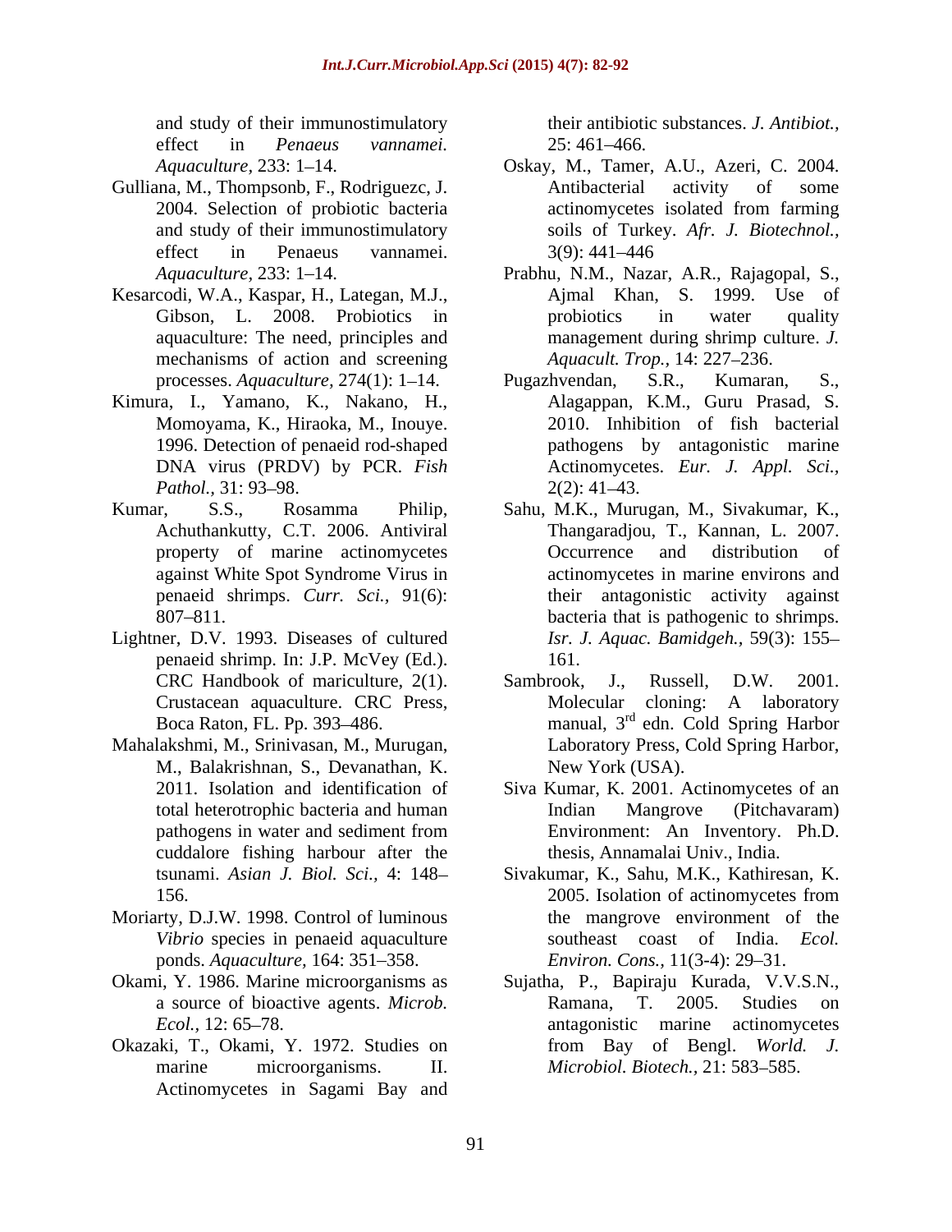and study of their immunostimulatory effect in *Penaeus vannamei*. *Aquaculture,* 233: 1–14.

Gulliana, M., Thompsonb, F., Rodriguezc, J. 2004. Selection of probiotic bacteria and study of their immunostimulatory effect in Penaeus vannamei. *Aquaculture,* 233: 1–14.

Kesarcodi, W.A., Kaspar, H., Lategan, M.J., Gibson, L. 2008. Probiotics in aquaculture: The need, principles and mechanisms of action and screening processes. *Aquaculture,* 274(1): 1–14.

Kimura, I., Yamano, K., Nakano, H., Momoyama, K., Hiraoka, M., Inouye. 1996. Detection of penaeid rod-shaped DNA virus (PRDV) by PCR. *Fish Pathol.,* 31: 93–98.

Kumar, S.S., Rosamma Philip, Achuthankutty, C.T. 2006. Antiviral property of marine actinomycetes against White Spot Syndrome Virus in penaeid shrimps. *Curr. Sci.,* 91(6): 807–811.

Lightner, D.V. 1993. Diseases of cultured penaeid shrimp. In: J.P. McVey (Ed.). CRC Handbook of mariculture, 2(1). Crustacean aquaculture. CRC Press, Boca Raton, FL. Pp. 393–486.

Mahalakshmi, M., Srinivasan, M., Murugan, M., Balakrishnan, S., Devanathan, K. 2011. Isolation and identification of total heterotrophic bacteria and human pathogens in water and sediment from cuddalore fishing harbour after the tsunami. *Asian J. Biol. Sci.,* 4: 148–156.

Moriarty, D.J.W. 1998. Control of luminous *Vibrio* species in penaeid aquaculture ponds. *Aquaculture,* 164: 351–358.

Okami, Y. 1986. Marine microorganisms as a source of bioactive agents. *Microb. Ecol.,* 12: 65–78.

Okazaki, T., Okami, Y. 1972. Studies on marine microorganisms. II. Actinomycetes in Sagami Bay and their antibiotic substances. *J. Antibiot.,* 25: 461–466.

Oskay, M., Tamer, A.U., Azeri, C. 2004. Antibacterial activity of some actinomycetes isolated from farming soils of Turkey. *Afr. J. Biotechnol.,* 3(9): 441–446

Prabhu, N.M., Nazar, A.R., Rajagopal, S., Ajmal Khan, S. 1999. Use of probiotics in water quality management during shrimp culture. *J. Aquacult. Trop.,* 14: 227–236.

Pugazhvendan, S.R., Kumaran, S., Alagappan, K.M., Guru Prasad, S. 2010. Inhibition of fish bacterial pathogens by antagonistic marine Actinomycetes. *Eur. J. Appl. Sci.,* 2(2): 41–43.

Sahu, M.K., Murugan, M., Sivakumar, K., Thangaradjou, T., Kannan, L. 2007. Occurrence and distribution of actinomycetes in marine environs and their antagonistic activity against bacteria that is pathogenic to shrimps. *Isr. J. Aquac. Bamidgeh.,* 59(3): 155–161.

Sambrook, J., Russell, D.W. 2001. Molecular cloning: A laboratory manual, 3rd edn. Cold Spring Harbor Laboratory Press, Cold Spring Harbor, New York (USA).

Siva Kumar, K. 2001. Actinomycetes of an Indian Mangrove (Pitchavaram) Environment: An Inventory. Ph.D. thesis, Annamalai Univ., India.

Sivakumar, K., Sahu, M.K., Kathiresan, K. 2005. Isolation of actinomycetes from the mangrove environment of the southeast coast of India. *Ecol. Environ. Cons.,* 11(3-4): 29–31.

Sujatha, P., Bapiraju Kurada, V.V.S.N., Ramana, T. 2005. Studies on antagonistic marine actinomycetes from Bay of Bengl. *World. J. Microbiol. Biotech.,* 21: 583–585.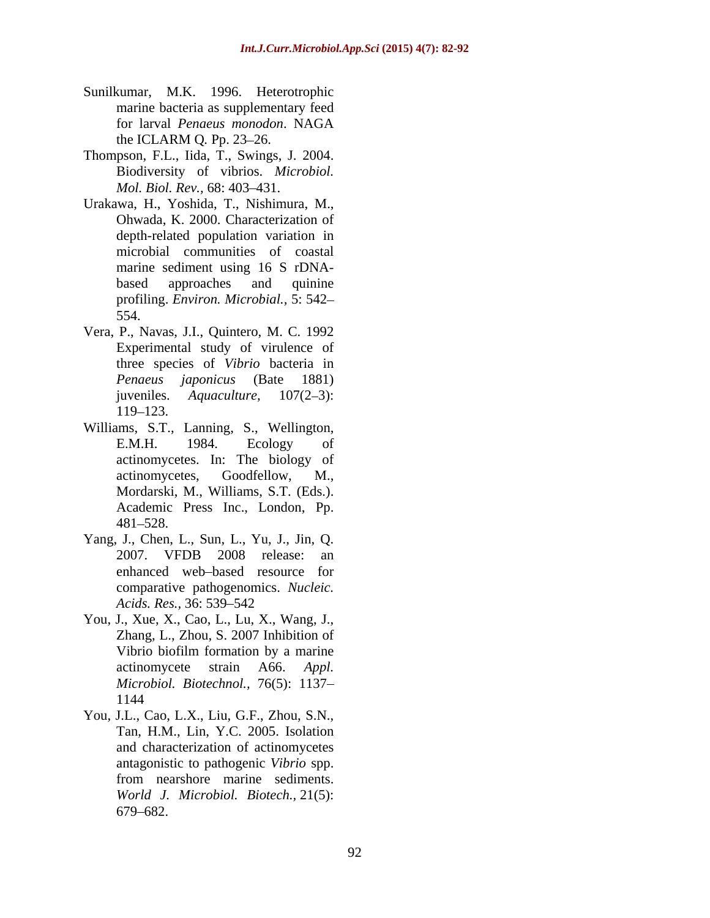Sunilkumar, M.K. 1996. Heterotrophic marine bacteria as supplementary feed for larval *Penaeus monodon*. NAGA the ICLARM Q. Pp. 23–26.

Thompson, F.L., Iida, T., Swings, J. 2004. Biodiversity of vibrios. *Microbiol. Mol. Biol. Rev.,* 68: 403–431.

Urakawa, H., Yoshida, T., Nishimura, M., Ohwada, K. 2000. Characterization of depth-related population variation in microbial communities of coastal marine sediment using 16 S rDNA-based approaches and quinine profiling. *Environ. Microbial.,* 5: 542–554.

Vera, P., Navas, J.I., Quintero, M. C. 1992 Experimental study of virulence of three species of *Vibrio* bacteria in *Penaeus japonicus* (Bate 1881) juveniles. *Aquaculture,* 107(2–3): 119–123.

Williams, S.T., Lanning, S., Wellington, E.M.H. 1984. Ecology of actinomycetes. In: The biology of actinomycetes, Goodfellow, M., Mordarski, M., Williams, S.T. (Eds.). Academic Press Inc., London, Pp. 481–528.

Yang, J., Chen, L., Sun, L., Yu, J., Jin, Q. 2007. VFDB 2008 release: an enhanced web–based resource for comparative pathogenomics. *Nucleic. Acids. Res.,* 36: 539–542

You, J., Xue, X., Cao, L., Lu, X., Wang, J., Zhang, L., Zhou, S. 2007 Inhibition of Vibrio biofilm formation by a marine actinomycete strain A66. *Appl. Microbiol. Biotechnol.,* 76(5): 1137–1144

You, J.L., Cao, L.X., Liu, G.F., Zhou, S.N., Tan, H.M., Lin, Y.C. 2005. Isolation and characterization of actinomycetes antagonistic to pathogenic *Vibrio* spp. from nearshore marine sediments. *World J. Microbiol. Biotech.,* 21(5): 679–682.